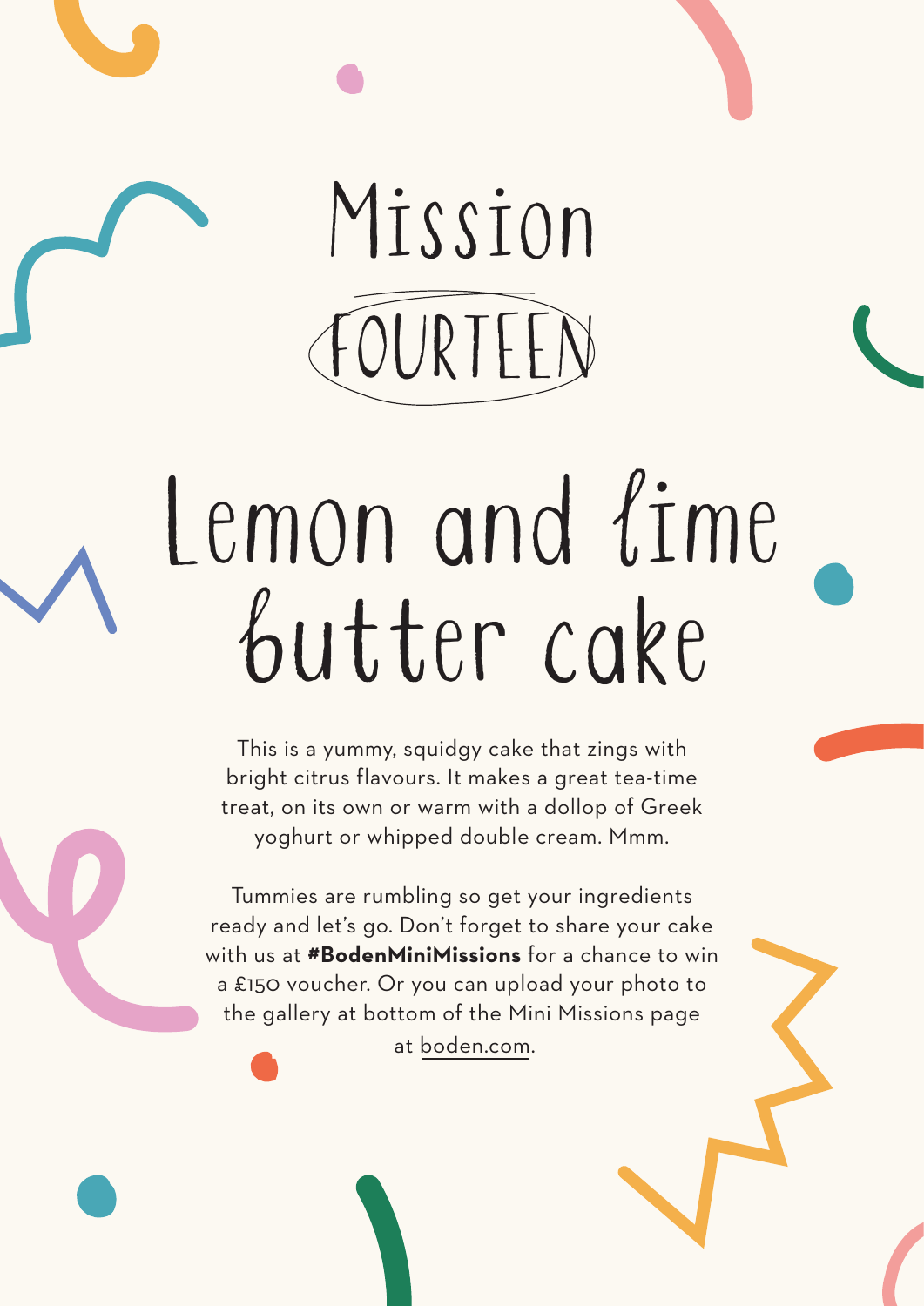# Mission FOURTEEN

# Lemon and lime butter cake

This is a yummy, squidgy cake that zings with bright citrus flavours. It makes a great tea-time treat, on its own or warm with a dollop of Greek yoghurt or whipped double cream. Mmm.

Tummies are rumbling so get your ingredients ready and let's go. Don't forget to share your cake with us at **#BodenMiniMissions** for a chance to win a £150 voucher. Or you can upload your photo to the gallery at bottom of the Mini Missions page at boden.com.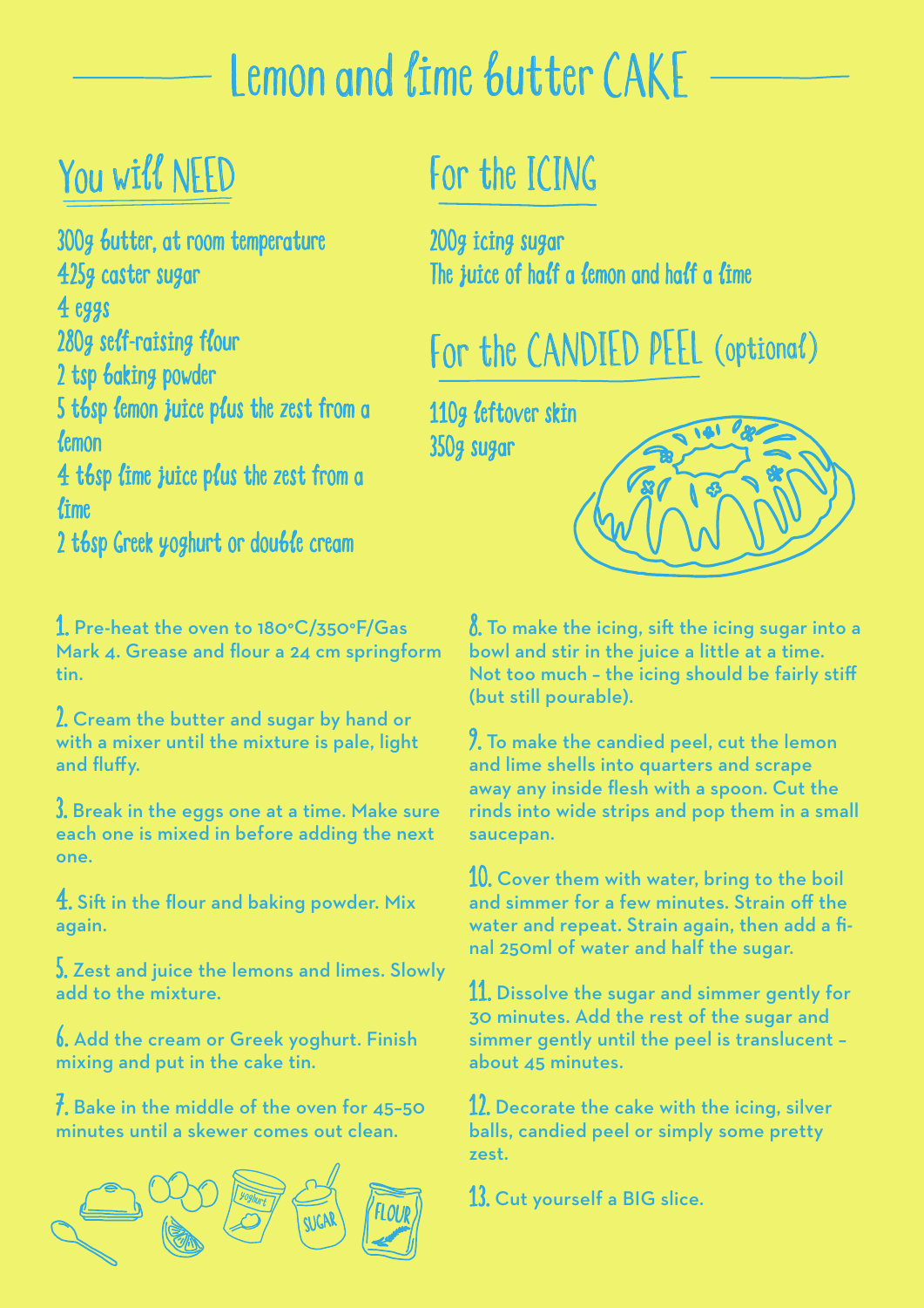# Lemon and lime butter CAKE

## You will NEED

300g butter, at room temperature
425g caster sugar
4 eggs
280g self-raising flour
2 tsp baking powder
5 tbsp lemon juice plus the zest from a lemon
4 tbsp lime juice plus the zest from a lime
2 tbsp Greek yoghurt or double cream

## For the ICING

200g icing sugar
The juice of half a lemon and half a lime

## For the CANDIED PEEL (optional)

110g leftover skin
350g sugar

1. Pre-heat the oven to 180°C/350°F/Gas Mark 4. Grease and flour a 24 cm springform tin.

2. Cream the butter and sugar by hand or with a mixer until the mixture is pale, light and fluffy.

3. Break in the eggs one at a time. Make sure each one is mixed in before adding the next one.

4. Sift in the flour and baking powder. Mix again.

5. Zest and juice the lemons and limes. Slowly add to the mixture.

6. Add the cream or Greek yoghurt. Finish mixing and put in the cake tin.

7. Bake in the middle of the oven for 45–50 minutes until a skewer comes out clean.

8. To make the icing, sift the icing sugar into a bowl and stir in the juice a little at a time. Not too much – the icing should be fairly stiff (but still pourable).

9. To make the candied peel, cut the lemon and lime shells into quarters and scrape away any inside flesh with a spoon. Cut the rinds into wide strips and pop them in a small saucepan.

10. Cover them with water, bring to the boil and simmer for a few minutes. Strain off the water and repeat. Strain again, then add a final 250ml of water and half the sugar.

11. Dissolve the sugar and simmer gently for 30 minutes. Add the rest of the sugar and simmer gently until the peel is translucent – about 45 minutes.

12. Decorate the cake with the icing, silver balls, candied peel or simply some pretty zest.

13. Cut yourself a BIG slice.